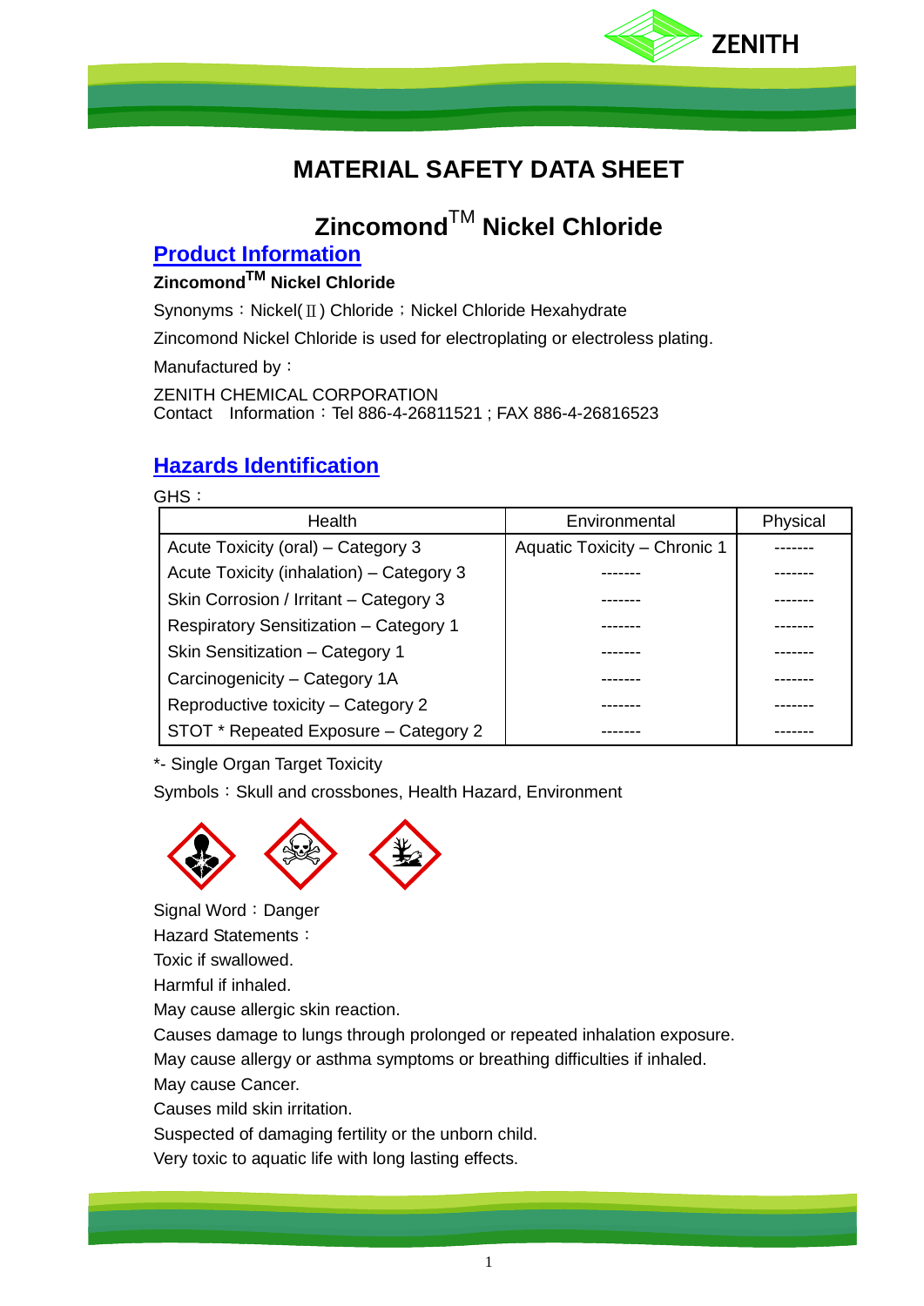# MATERIAL SAFETY DATA SHEET

# Zincomond™ Nickel Chloride

## Product Information

**Zincomond™ Nickel Chloride**

Synonyms：Nickel(Ⅱ) Chloride；Nickel Chloride Hexahydrate

Zincomond Nickel Chloride is used for electroplating or electroless plating.

Manufactured by：

ZENITH CHEMICAL CORPORATION
Contact Information：Tel 886-4-26811521 ; FAX 886-4-26816523

## Hazards Identification

GHS：

| Health | Environmental | Physical |
|---|---|---|
| Acute Toxicity (oral) – Category 3 | Aquatic Toxicity – Chronic 1 | ------- |
| Acute Toxicity (inhalation) – Category 3 | ------- | ------- |
| Skin Corrosion / Irritant – Category 3 | ------- | ------- |
| Respiratory Sensitization – Category 1 | ------- | ------- |
| Skin Sensitization – Category 1 | ------- | ------- |
| Carcinogenicity – Category 1A | ------- | ------- |
| Reproductive toxicity – Category 2 | ------- | ------- |
| STOT * Repeated Exposure – Category 2 | ------- | ------- |

*- Single Organ Target Toxicity

Symbols：Skull and crossbones, Health Hazard, Environment

Signal Word：Danger

Hazard Statements：

Toxic if swallowed.

Harmful if inhaled.

May cause allergic skin reaction.

Causes damage to lungs through prolonged or repeated inhalation exposure.

May cause allergy or asthma symptoms or breathing difficulties if inhaled.

May cause Cancer.

Causes mild skin irritation.

Suspected of damaging fertility or the unborn child.

Very toxic to aquatic life with long lasting effects.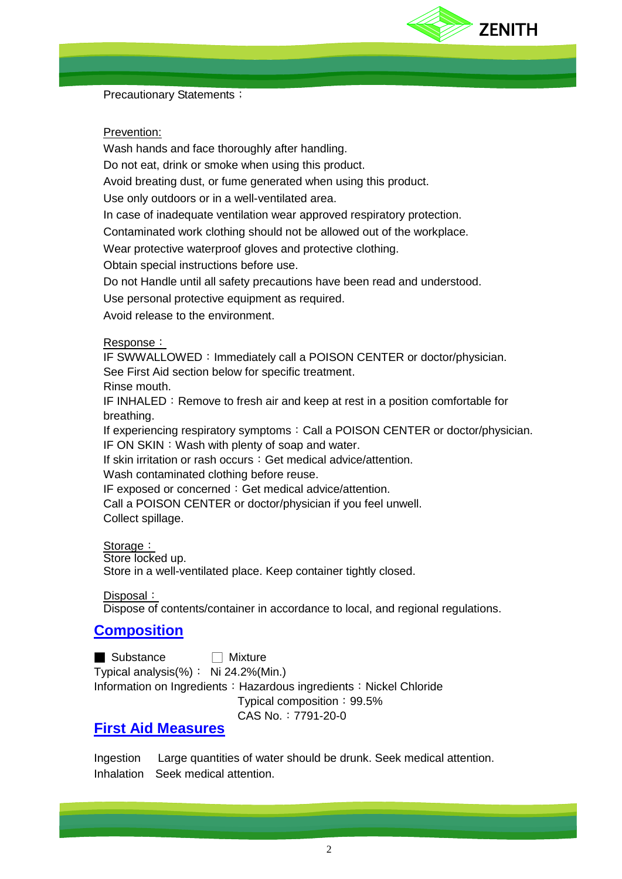Precautionary Statements；

Prevention:

Wash hands and face thoroughly after handling.

Do not eat, drink or smoke when using this product.

Avoid breating dust, or fume generated when using this product.

Use only outdoors or in a well-ventilated area.

In case of inadequate ventilation wear approved respiratory protection.

Contaminated work clothing should not be allowed out of the workplace.

Wear protective waterproof gloves and protective clothing.

Obtain special instructions before use.

Do not Handle until all safety precautions have been read and understood.

Use personal protective equipment as required.

Avoid release to the environment.

Response：

IF SWWALLOWED：Immediately call a POISON CENTER or doctor/physician.
See First Aid section below for specific treatment.
Rinse mouth.
IF INHALED：Remove to fresh air and keep at rest in a position comfortable for breathing.
If experiencing respiratory symptoms：Call a POISON CENTER or doctor/physician.
IF ON SKIN：Wash with plenty of soap and water.
If skin irritation or rash occurs：Get medical advice/attention.
Wash contaminated clothing before reuse.
IF exposed or concerned：Get medical advice/attention.
Call a POISON CENTER or doctor/physician if you feel unwell.
Collect spillage.

Storage：

Store locked up.
Store in a well-ventilated place. Keep container tightly closed.

Disposal：

Dispose of contents/container in accordance to local, and regional regulations.

## Composition

■ Substance　　□ Mixture

Typical analysis(%)：Ni 24.2%(Min.)

Information on Ingredients：Hazardous ingredients：Nickel Chloride
Typical composition：99.5%
CAS No.：7791-20-0

## First Aid Measures

Ingestion　Large quantities of water should be drunk. Seek medical attention.

Inhalation　Seek medical attention.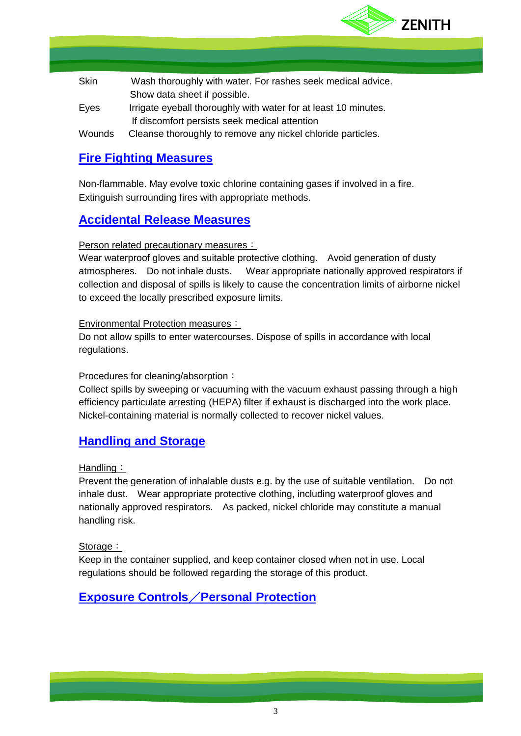Skin Wash thoroughly with water. For rashes seek medical advice. Show data sheet if possible.

Eyes Irrigate eyeball thoroughly with water for at least 10 minutes. If discomfort persists seek medical attention

Wounds Cleanse thoroughly to remove any nickel chloride particles.

## Fire Fighting Measures

Non-flammable. May evolve toxic chlorine containing gases if involved in a fire. Extinguish surrounding fires with appropriate methods.

## Accidental Release Measures

Person related precautionary measures：

Wear waterproof gloves and suitable protective clothing. Avoid generation of dusty atmospheres. Do not inhale dusts. Wear appropriate nationally approved respirators if collection and disposal of spills is likely to cause the concentration limits of airborne nickel to exceed the locally prescribed exposure limits.

Environmental Protection measures：

Do not allow spills to enter watercourses. Dispose of spills in accordance with local regulations.

Procedures for cleaning/absorption：

Collect spills by sweeping or vacuuming with the vacuum exhaust passing through a high efficiency particulate arresting (HEPA) filter if exhaust is discharged into the work place. Nickel-containing material is normally collected to recover nickel values.

## Handling and Storage

Handling：

Prevent the generation of inhalable dusts e.g. by the use of suitable ventilation. Do not inhale dust. Wear appropriate protective clothing, including waterproof gloves and nationally approved respirators. As packed, nickel chloride may constitute a manual handling risk.

Storage：

Keep in the container supplied, and keep container closed when not in use. Local regulations should be followed regarding the storage of this product.

## Exposure Controls／Personal Protection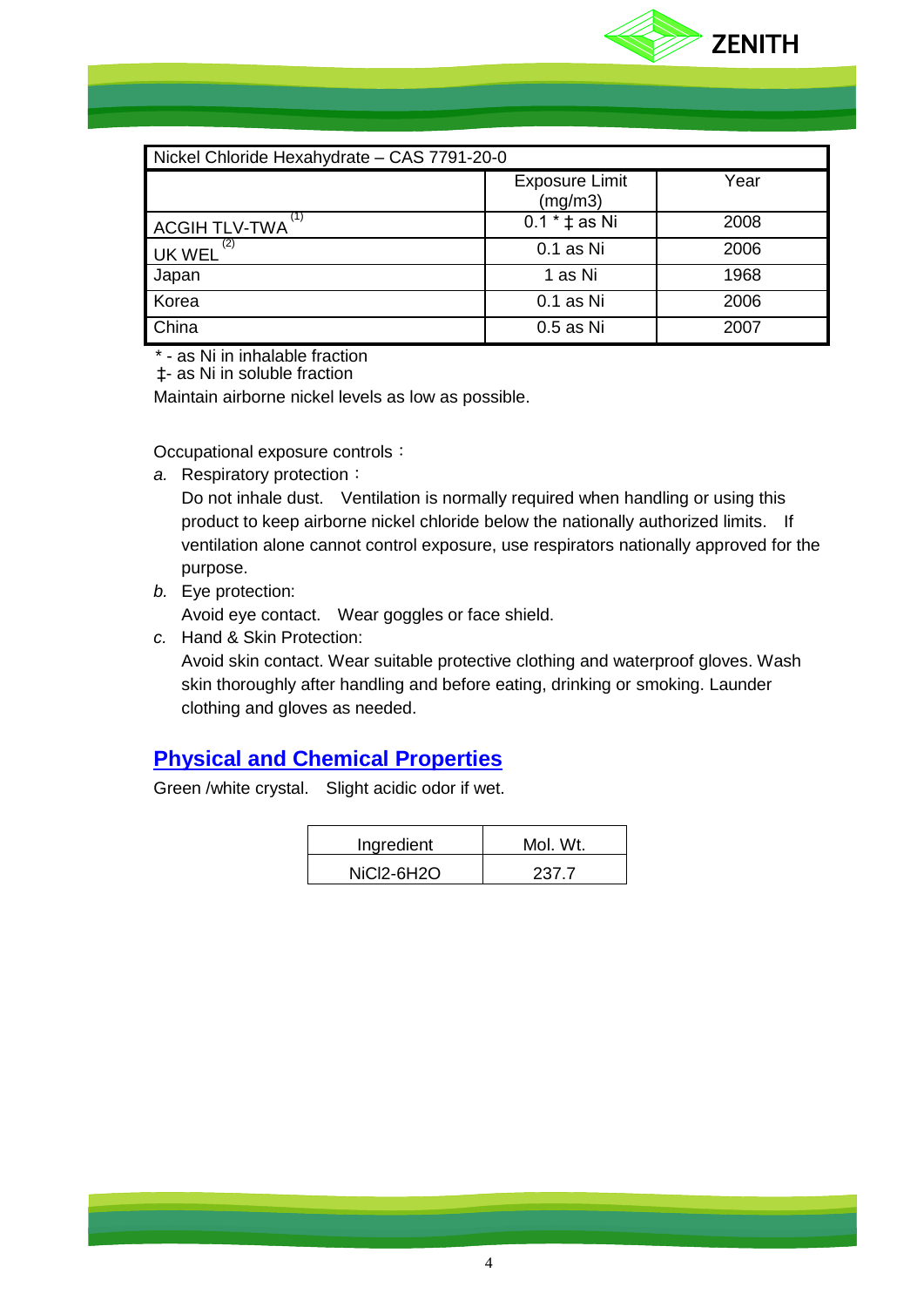| Nickel Chloride Hexahydrate – CAS 7791-20-0 | | |
|---|---|---|
| | Exposure Limit (mg/m3) | Year |
| ACGIH TLV-TWA [(1)] | 0.1 * ‡ as Ni | 2008 |
| UK WEL [(2)] | 0.1 as Ni | 2006 |
| Japan | 1 as Ni | 1968 |
| Korea | 0.1 as Ni | 2006 |
| China | 0.5 as Ni | 2007 |

* - as Ni in inhalable fraction

‡- as Ni in soluble fraction

Maintain airborne nickel levels as low as possible.

Occupational exposure controls：

*a.* Respiratory protection：

Do not inhale dust. Ventilation is normally required when handling or using this product to keep airborne nickel chloride below the nationally authorized limits. If ventilation alone cannot control exposure, use respirators nationally approved for the purpose.

*b.* Eye protection:

Avoid eye contact. Wear goggles or face shield.

*c.* Hand & Skin Protection:

Avoid skin contact. Wear suitable protective clothing and waterproof gloves. Wash skin thoroughly after handling and before eating, drinking or smoking. Launder clothing and gloves as needed.

## Physical and Chemical Properties

Green /white crystal. Slight acidic odor if wet.

| Ingredient | Mol. Wt. |
|---|---|
| $NiCl_2$-$6H_2O$ | 237.7 |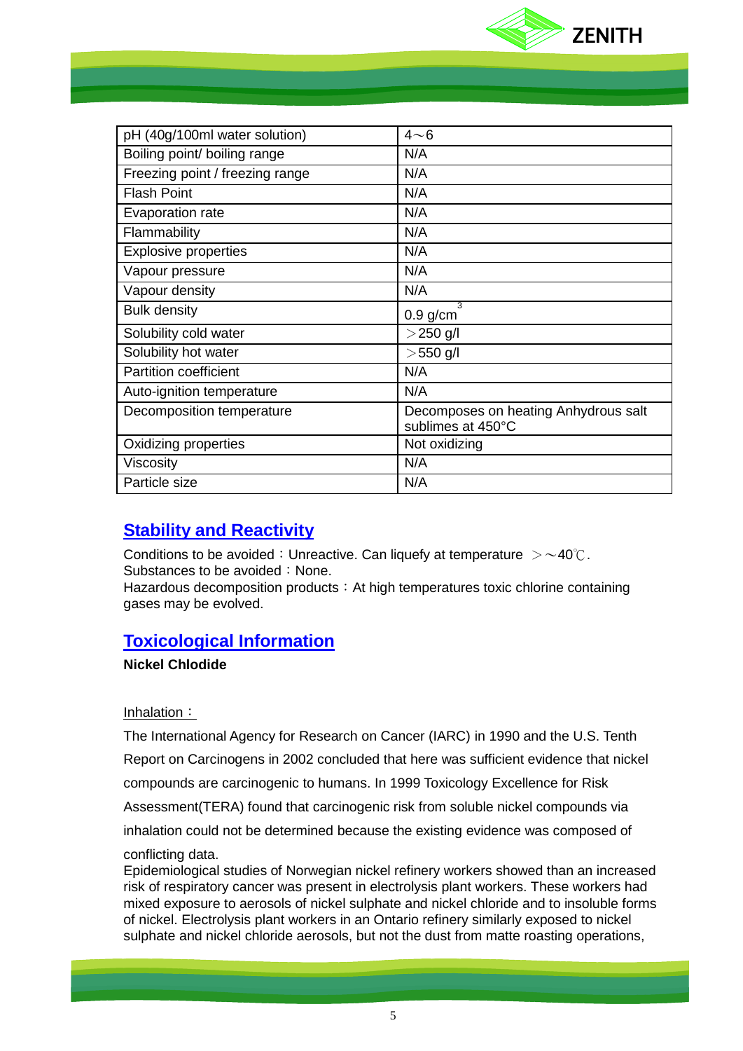| | |
|---|---|
| pH (40g/100ml water solution) | 4～6 |
| Boiling point/ boiling range | N/A |
| Freezing point / freezing range | N/A |
| Flash Point | N/A |
| Evaporation rate | N/A |
| Flammability | N/A |
| Explosive properties | N/A |
| Vapour pressure | N/A |
| Vapour density | N/A |
| Bulk density | 0.9 $g/cm^3$ |
| Solubility cold water | ＞250 g/l |
| Solubility hot water | ＞550 g/l |
| Partition coefficient | N/A |
| Auto-ignition temperature | N/A |
| Decomposition temperature | Decomposes on heating Anhydrous salt sublimes at 450°C |
| Oxidizing properties | Not oxidizing |
| Viscosity | N/A |
| Particle size | N/A |

## Stability and Reactivity

Conditions to be avoided：Unreactive. Can liquefy at temperature ＞～40℃.
Substances to be avoided：None.
Hazardous decomposition products：At high temperatures toxic chlorine containing gases may be evolved.

## Toxicological Information

**Nickel Chlodide**

Inhalation：

The International Agency for Research on Cancer (IARC) in 1990 and the U.S. Tenth Report on Carcinogens in 2002 concluded that here was sufficient evidence that nickel compounds are carcinogenic to humans. In 1999 Toxicology Excellence for Risk Assessment(TERA) found that carcinogenic risk from soluble nickel compounds via inhalation could not be determined because the existing evidence was composed of conflicting data.

Epidemiological studies of Norwegian nickel refinery workers showed than an increased risk of respiratory cancer was present in electrolysis plant workers. These workers had mixed exposure to aerosols of nickel sulphate and nickel chloride and to insoluble forms of nickel. Electrolysis plant workers in an Ontario refinery similarly exposed to nickel sulphate and nickel chloride aerosols, but not the dust from matte roasting operations,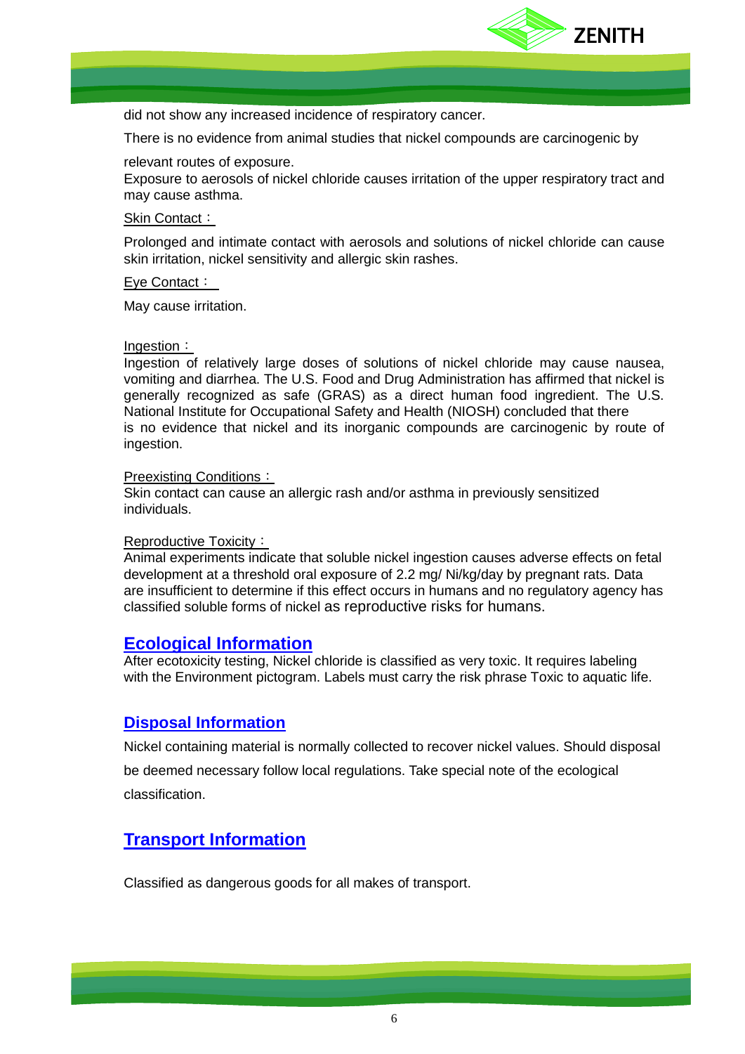did not show any increased incidence of respiratory cancer.

There is no evidence from animal studies that nickel compounds are carcinogenic by relevant routes of exposure.

Exposure to aerosols of nickel chloride causes irritation of the upper respiratory tract and may cause asthma.

Skin Contact：

Prolonged and intimate contact with aerosols and solutions of nickel chloride can cause skin irritation, nickel sensitivity and allergic skin rashes.

Eye Contact：

May cause irritation.

Ingestion：

Ingestion of relatively large doses of solutions of nickel chloride may cause nausea, vomiting and diarrhea. The U.S. Food and Drug Administration has affirmed that nickel is generally recognized as safe (GRAS) as a direct human food ingredient. The U.S. National Institute for Occupational Safety and Health (NIOSH) concluded that there is no evidence that nickel and its inorganic compounds are carcinogenic by route of ingestion.

Preexisting Conditions：

Skin contact can cause an allergic rash and/or asthma in previously sensitized individuals.

Reproductive Toxicity：

Animal experiments indicate that soluble nickel ingestion causes adverse effects on fetal development at a threshold oral exposure of 2.2 mg/ Ni/kg/day by pregnant rats. Data are insufficient to determine if this effect occurs in humans and no regulatory agency has classified soluble forms of nickel as reproductive risks for humans.

## Ecological Information

After ecotoxicity testing, Nickel chloride is classified as very toxic. It requires labeling with the Environment pictogram. Labels must carry the risk phrase Toxic to aquatic life.

## Disposal Information

Nickel containing material is normally collected to recover nickel values. Should disposal be deemed necessary follow local regulations. Take special note of the ecological classification.

## Transport Information

Classified as dangerous goods for all makes of transport.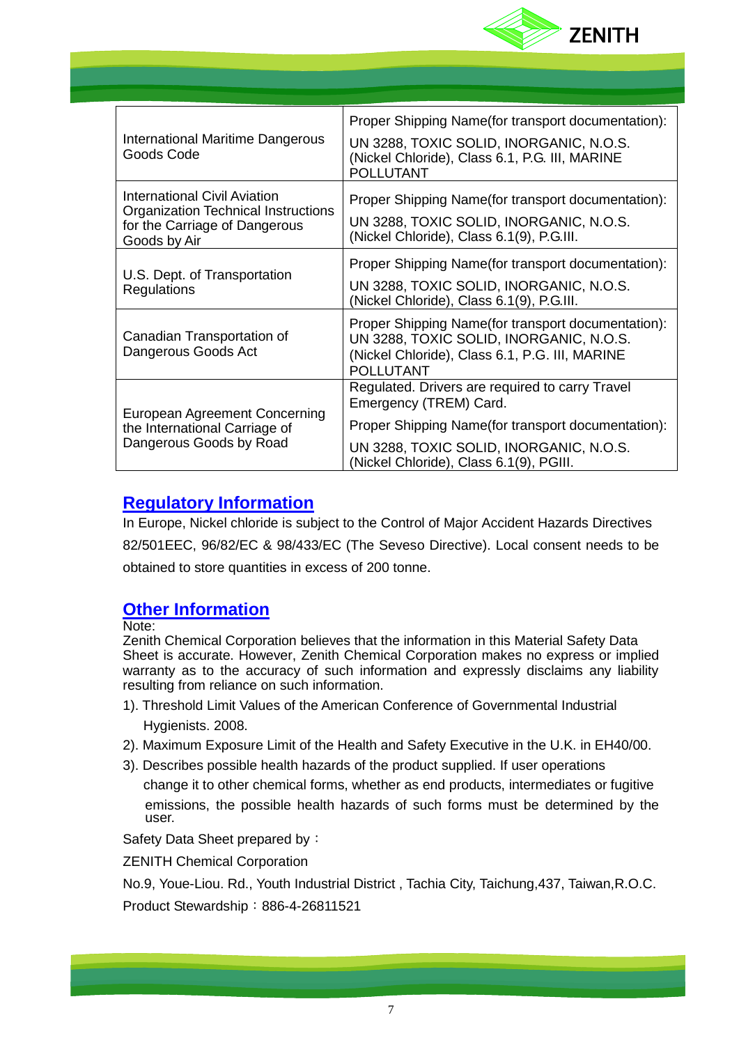| | |
|---|---|
| International Maritime Dangerous Goods Code | Proper Shipping Name(for transport documentation):<br>UN 3288, TOXIC SOLID, INORGANIC, N.O.S. (Nickel Chloride), Class 6.1, P.G. III, MARINE POLLUTANT |
| International Civil Aviation Organization Technical Instructions for the Carriage of Dangerous Goods by Air | Proper Shipping Name(for transport documentation):<br>UN 3288, TOXIC SOLID, INORGANIC, N.O.S. (Nickel Chloride), Class 6.1(9), P.G.III. |
| U.S. Dept. of Transportation Regulations | Proper Shipping Name(for transport documentation):<br>UN 3288, TOXIC SOLID, INORGANIC, N.O.S. (Nickel Chloride), Class 6.1(9), P.G.III. |
| Canadian Transportation of Dangerous Goods Act | Proper Shipping Name(for transport documentation):<br>UN 3288, TOXIC SOLID, INORGANIC, N.O.S. (Nickel Chloride), Class 6.1, P.G. III, MARINE POLLUTANT |
| European Agreement Concerning the International Carriage of Dangerous Goods by Road | Regulated. Drivers are required to carry Travel Emergency (TREM) Card.<br>Proper Shipping Name(for transport documentation):<br>UN 3288, TOXIC SOLID, INORGANIC, N.O.S. (Nickel Chloride), Class 6.1(9), PGIII. |

## Regulatory Information

In Europe, Nickel chloride is subject to the Control of Major Accident Hazards Directives 82/501EEC, 96/82/EC & 98/433/EC (The Seveso Directive). Local consent needs to be obtained to store quantities in excess of 200 tonne.

## Other Information

Note:
Zenith Chemical Corporation believes that the information in this Material Safety Data Sheet is accurate. However, Zenith Chemical Corporation makes no express or implied warranty as to the accuracy of such information and expressly disclaims any liability resulting from reliance on such information.

1). Threshold Limit Values of the American Conference of Governmental Industrial Hygienists. 2008.
2). Maximum Exposure Limit of the Health and Safety Executive in the U.K. in EH40/00.
3). Describes possible health hazards of the product supplied. If user operations change it to other chemical forms, whether as end products, intermediates or fugitive emissions, the possible health hazards of such forms must be determined by the user.

Safety Data Sheet prepared by：

ZENITH Chemical Corporation

No.9, Youe-Liou. Rd., Youth Industrial District , Tachia City, Taichung,437, Taiwan,R.O.C.

Product Stewardship：886-4-26811521